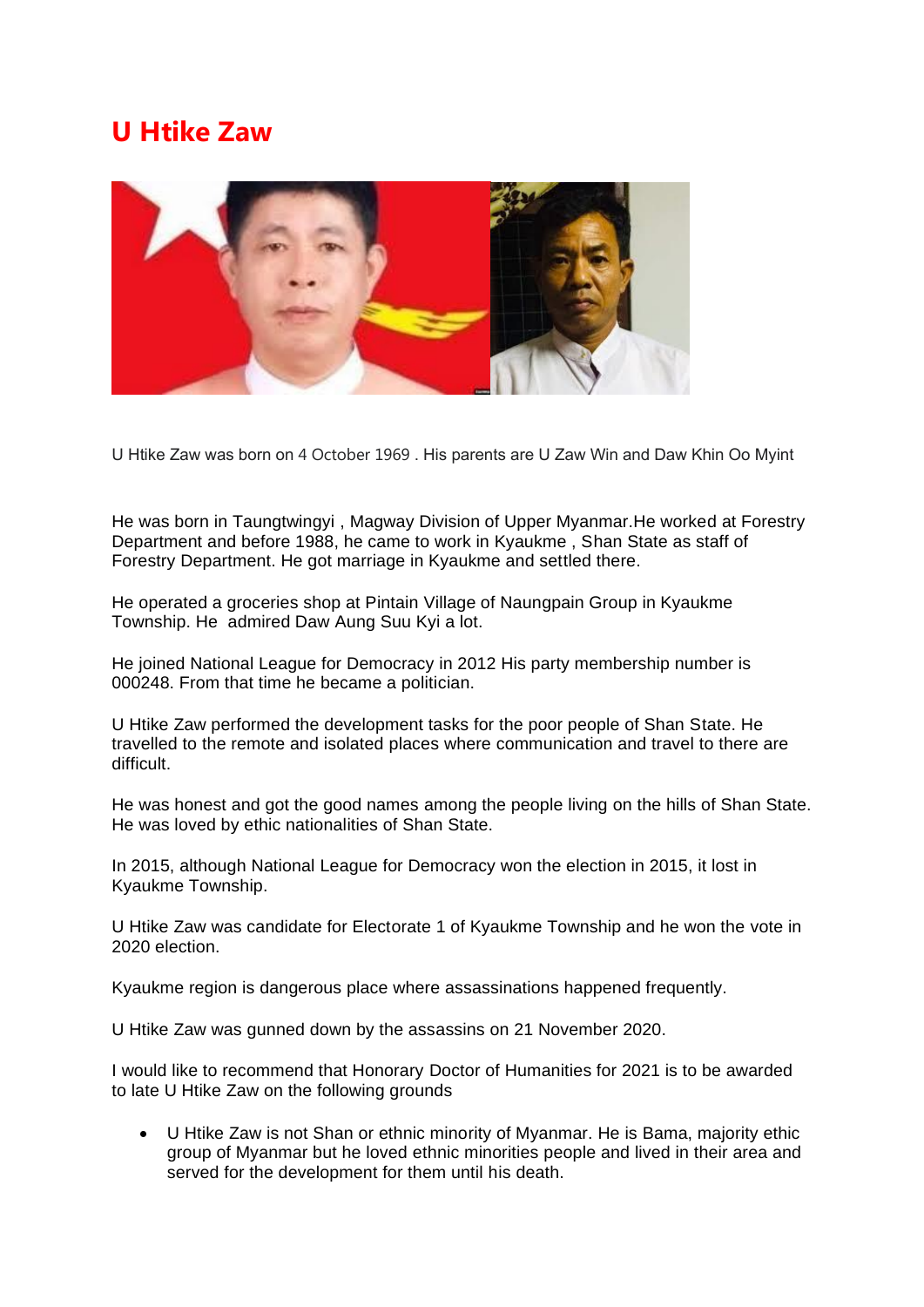# U Htike Zaw

U Htike Zaw was born on 4 October 1969 . His parents are U Zaw Win and Daw Khin Oo Myint

He was born in Taungtwingyi , Magway Division of Upper Myanmar.He worked at Forestry Department and before 1988, he came to work in Kyaukme , Shan State as staff of Forestry Department. He got marriage in Kyaukme and settled there.

He operated a groceries shop at Pintain Village of Naungpain Group in Kyaukme Township. He admired Daw Aung Suu Kyi a lot.

He joined National League for Democracy in 2012 His party membership number is 000248. From that time he became a politician.

U Htike Zaw performed the development tasks for the poor people of Shan State. He travelled to the remote and isolated places where communication and travel to there are difficult.

He was honest and got the good names among the people living on the hills of Shan State. He was loved by ethic nationalities of Shan State.

In 2015, although National League for Democracy won the election in 2015, it lost in Kyaukme Township.

U Htike Zaw was candidate for Electorate 1 of Kyaukme Township and he won the vote in 2020 election.

Kyaukme region is dangerous place where assassinations happened frequently.

U Htike Zaw was gunned down by the assassins on 21 November 2020.

I would like to recommend that Honorary Doctor of Humanities for 2021 is to be awarded to late U Htike Zaw on the following grounds

- U Htike Zaw is not Shan or ethnic minority of Myanmar. He is Bama, majority ethic group of Myanmar but he loved ethnic minorities people and lived in their area and served for the development for them until his death.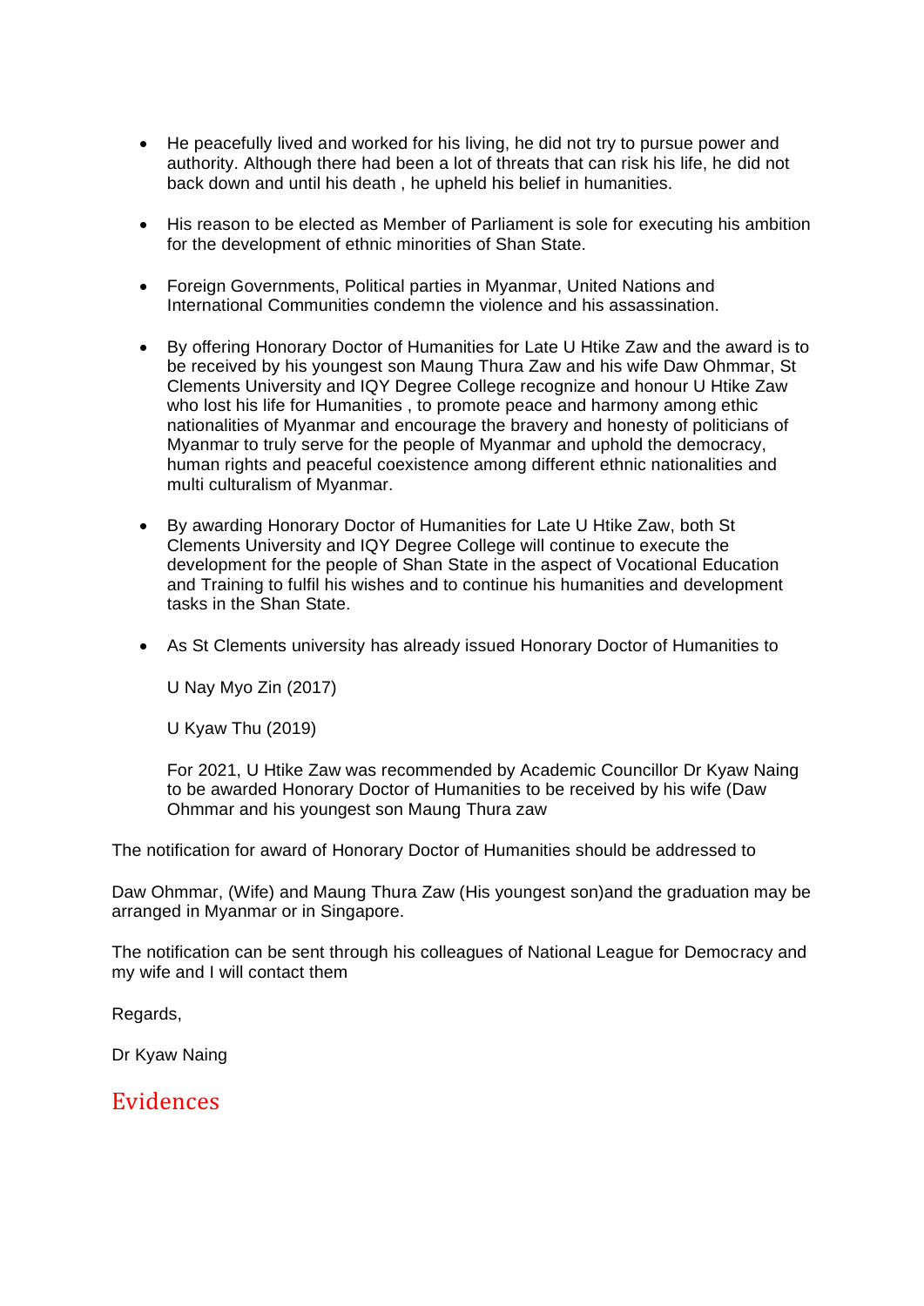- He peacefully lived and worked for his living, he did not try to pursue power and authority. Although there had been a lot of threats that can risk his life, he did not back down and until his death , he upheld his belief in humanities.

- His reason to be elected as Member of Parliament is sole for executing his ambition for the development of ethnic minorities of Shan State.

- Foreign Governments, Political parties in Myanmar, United Nations and International Communities condemn the violence and his assassination.

- By offering Honorary Doctor of Humanities for Late U Htike Zaw and the award is to be received by his youngest son Maung Thura Zaw and his wife Daw Ohmmar, St Clements University and IQY Degree College recognize and honour U Htike Zaw who lost his life for Humanities , to promote peace and harmony among ethic nationalities of Myanmar and encourage the bravery and honesty of politicians of Myanmar to truly serve for the people of Myanmar and uphold the democracy, human rights and peaceful coexistence among different ethnic nationalities and multi culturalism of Myanmar.

- By awarding Honorary Doctor of Humanities for Late U Htike Zaw, both St Clements University and IQY Degree College will continue to execute the development for the people of Shan State in the aspect of Vocational Education and Training to fulfil his wishes and to continue his humanities and development tasks in the Shan State.

- As St Clements university has already issued Honorary Doctor of Humanities to

  U Nay Myo Zin (2017)

  U Kyaw Thu (2019)

  For 2021, U Htike Zaw was recommended by Academic Councillor Dr Kyaw Naing to be awarded Honorary Doctor of Humanities to be received by his wife (Daw Ohmmar and his youngest son Maung Thura zaw

The notification for award of Honorary Doctor of Humanities should be addressed to

Daw Ohmmar, (Wife) and Maung Thura Zaw (His youngest son)and the graduation may be arranged in Myanmar or in Singapore.

The notification can be sent through his colleagues of National League for Democracy and my wife and I will contact them

Regards,

Dr Kyaw Naing

## Evidences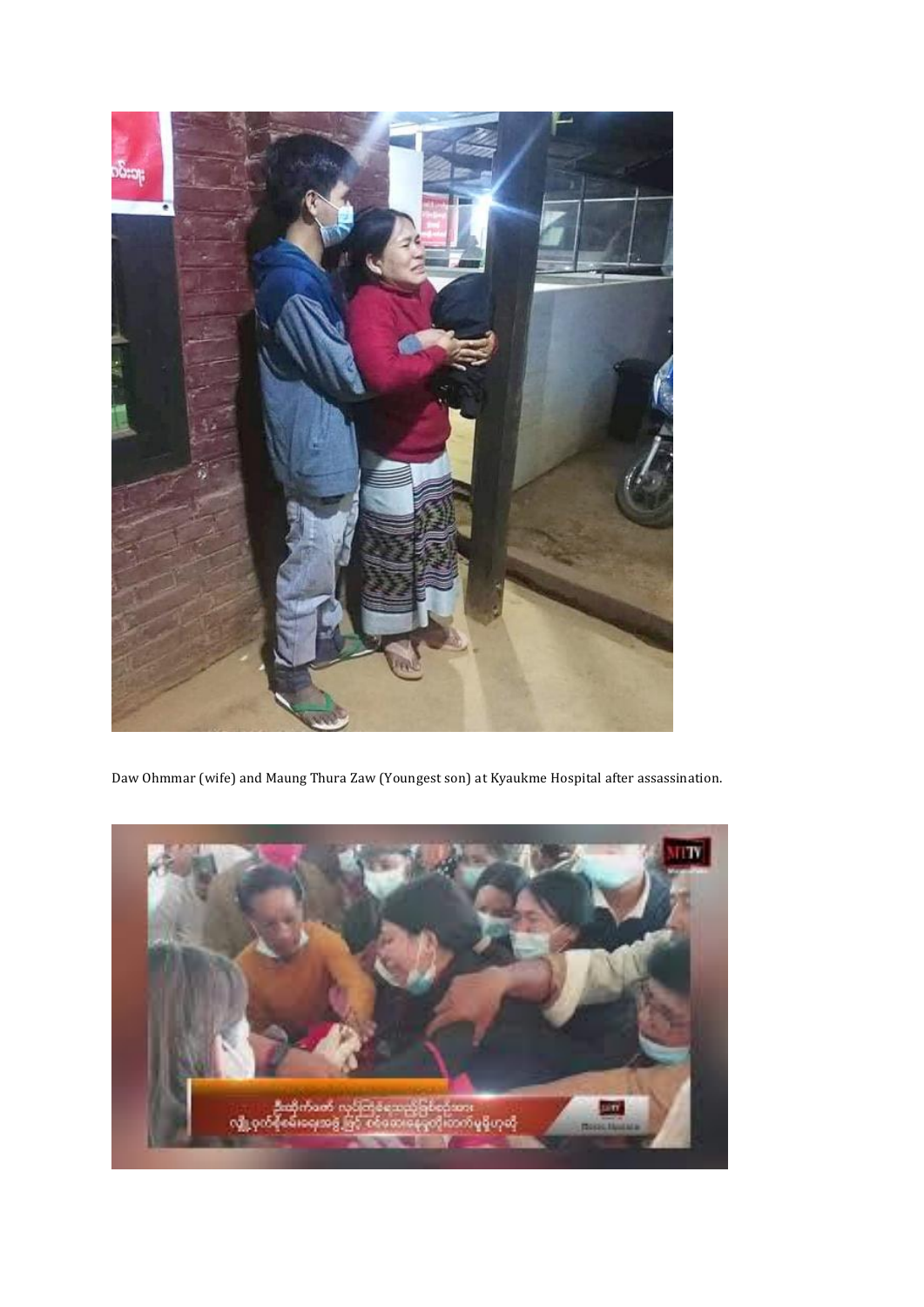Daw Ohmmar (wife) and Maung Thura Zaw (Youngest son) at Kyaukme Hospital after assassination.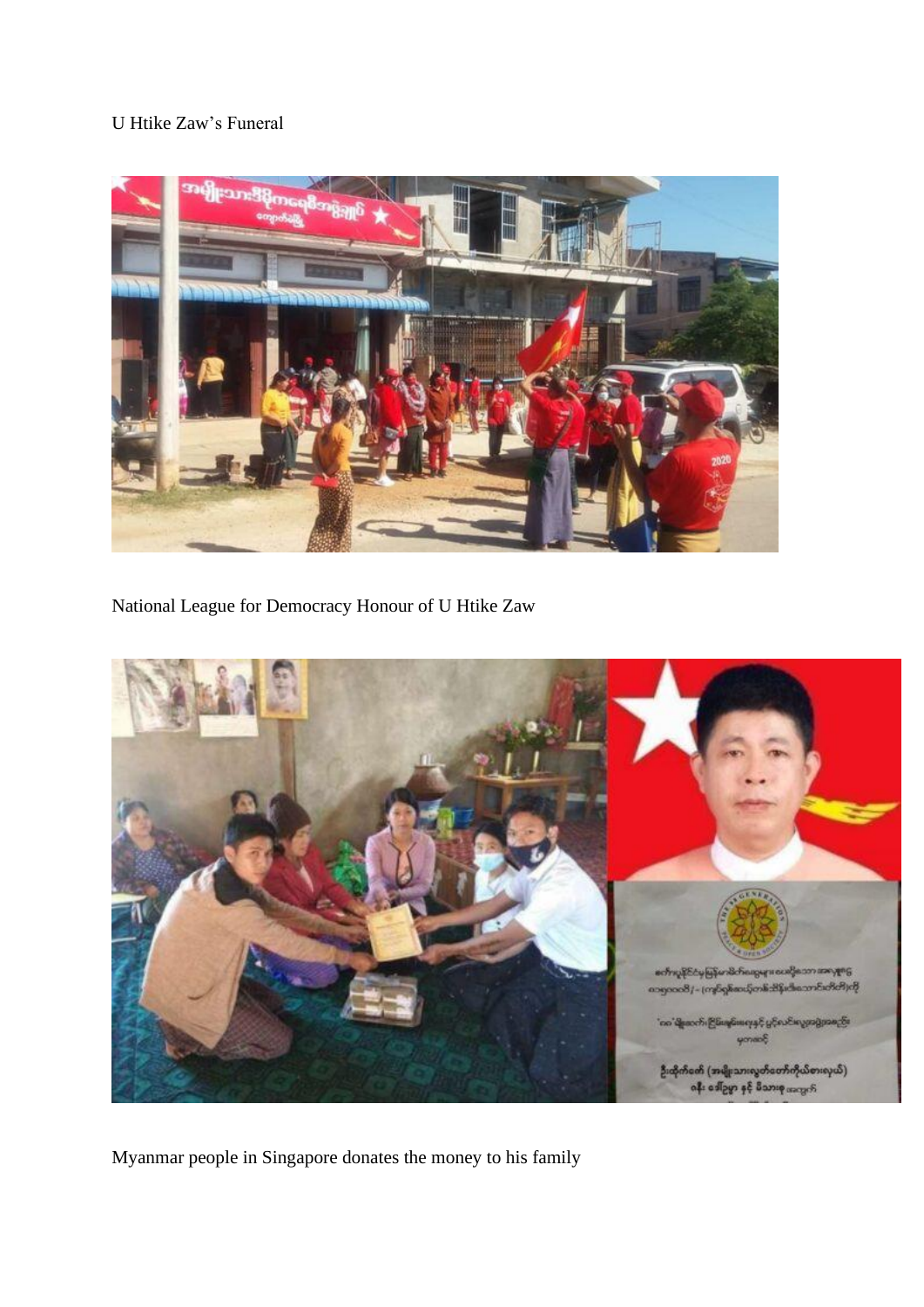U Htike Zaw's Funeral

National League for Democracy Honour of U Htike Zaw

Myanmar people in Singapore donates the money to his family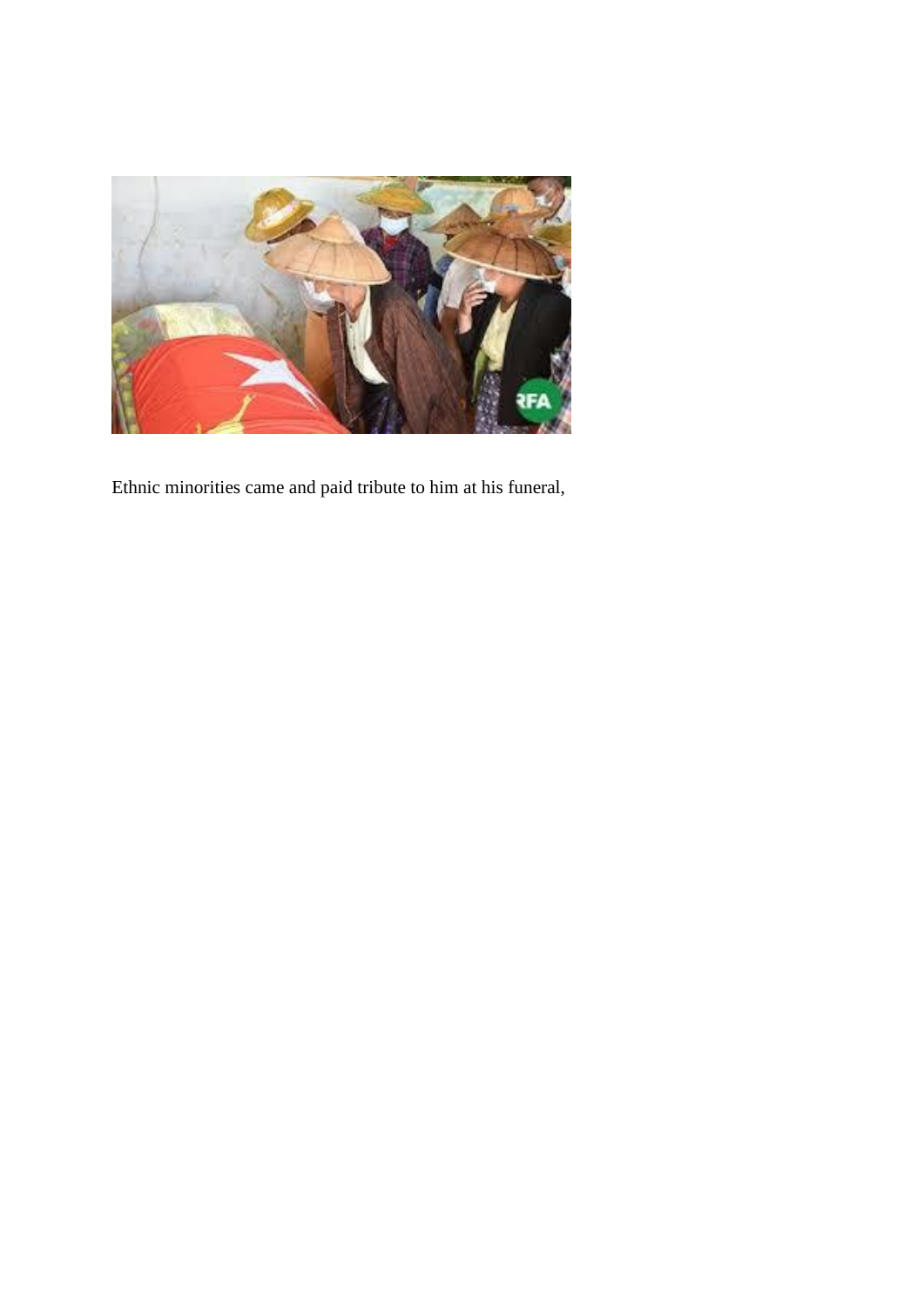Ethnic minorities came and paid tribute to him at his funeral,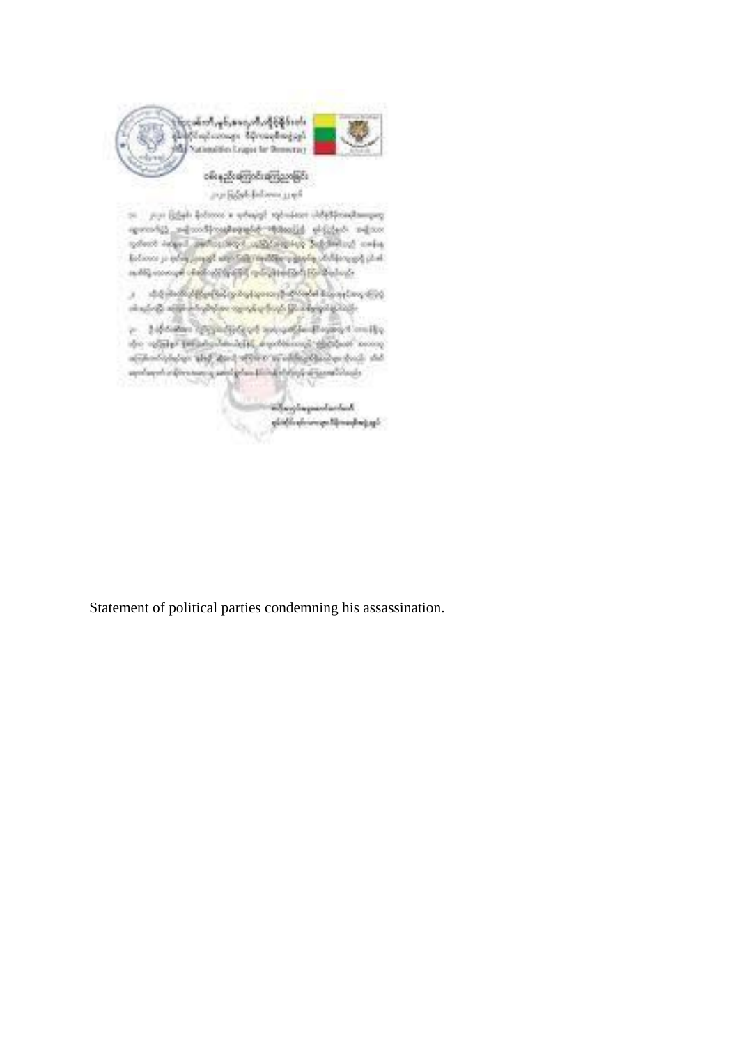Statement of political parties condemning his assassination.